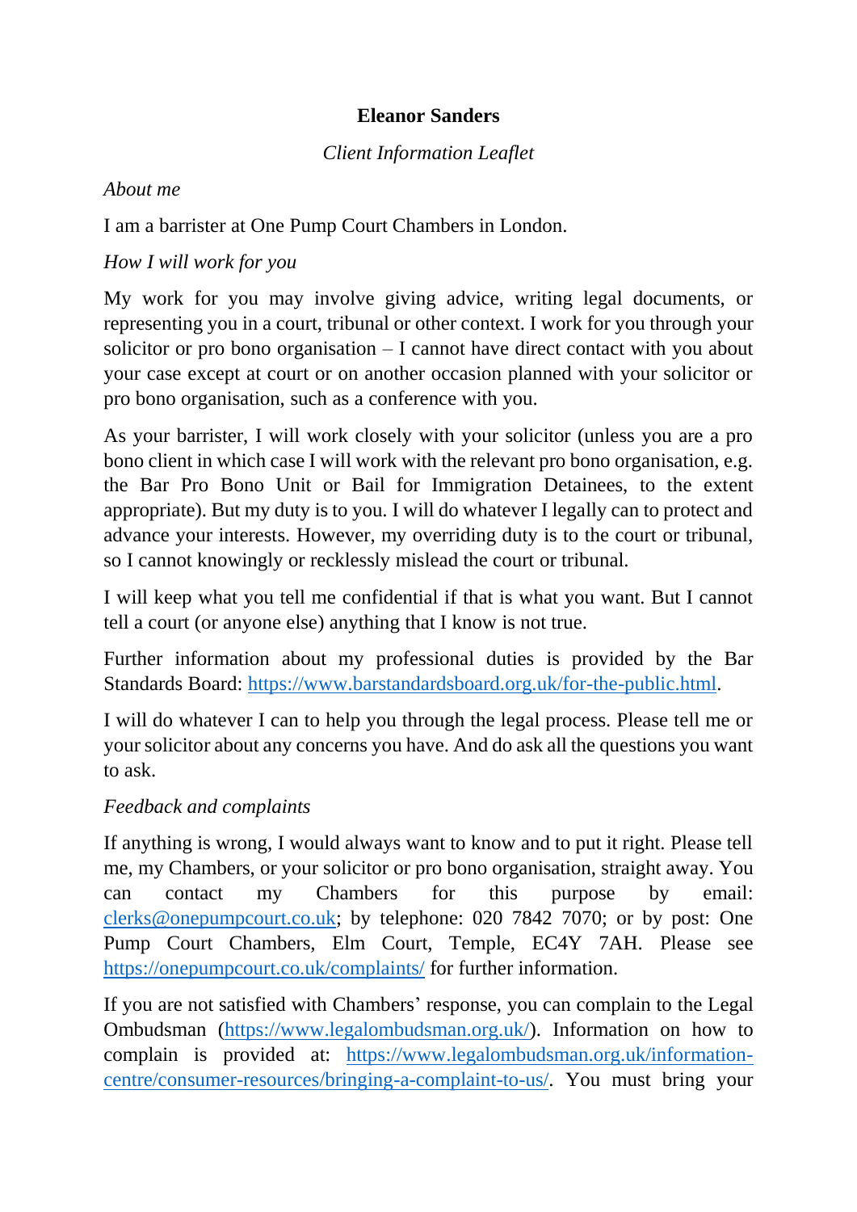# Eleanor Sanders

*Client Information Leaflet*

*About me*

I am a barrister at One Pump Court Chambers in London.

*How I will work for you*

My work for you may involve giving advice, writing legal documents, or representing you in a court, tribunal or other context. I work for you through your solicitor or pro bono organisation – I cannot have direct contact with you about your case except at court or on another occasion planned with your solicitor or pro bono organisation, such as a conference with you.

As your barrister, I will work closely with your solicitor (unless you are a pro bono client in which case I will work with the relevant pro bono organisation, e.g. the Bar Pro Bono Unit or Bail for Immigration Detainees, to the extent appropriate). But my duty is to you. I will do whatever I legally can to protect and advance your interests. However, my overriding duty is to the court or tribunal, so I cannot knowingly or recklessly mislead the court or tribunal.

I will keep what you tell me confidential if that is what you want. But I cannot tell a court (or anyone else) anything that I know is not true.

Further information about my professional duties is provided by the Bar Standards Board: [https://www.barstandardsboard.org.uk/for-the-public.html](https://www.barstandardsboard.org.uk/for-the-public.html).

I will do whatever I can to help you through the legal process. Please tell me or your solicitor about any concerns you have. And do ask all the questions you want to ask.

*Feedback and complaints*

If anything is wrong, I would always want to know and to put it right. Please tell me, my Chambers, or your solicitor or pro bono organisation, straight away. You can contact my Chambers for this purpose by email: [clerks@onepumpcourt.co.uk](mailto:clerks@onepumpcourt.co.uk); by telephone: 020 7842 7070; or by post: One Pump Court Chambers, Elm Court, Temple, EC4Y 7AH. Please see [https://onepumpcourt.co.uk/complaints/](https://onepumpcourt.co.uk/complaints/) for further information.

If you are not satisfied with Chambers' response, you can complain to the Legal Ombudsman ([https://www.legalombudsman.org.uk/](https://www.legalombudsman.org.uk/)). Information on how to complain is provided at: [https://www.legalombudsman.org.uk/information-centre/consumer-resources/bringing-a-complaint-to-us/](https://www.legalombudsman.org.uk/information-centre/consumer-resources/bringing-a-complaint-to-us/). You must bring your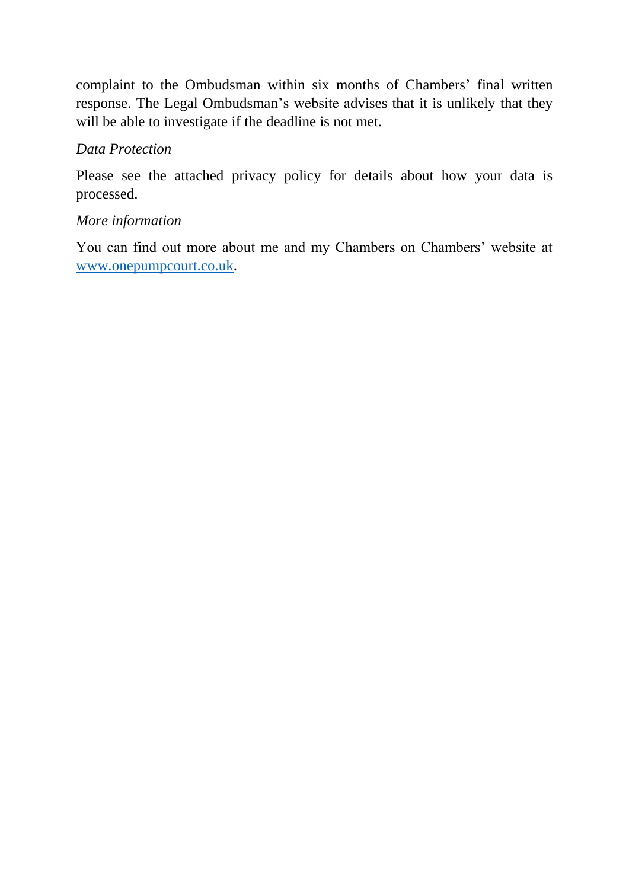complaint to the Ombudsman within six months of Chambers' final written response. The Legal Ombudsman's website advises that it is unlikely that they will be able to investigate if the deadline is not met.

*Data Protection*

Please see the attached privacy policy for details about how your data is processed.

*More information*

You can find out more about me and my Chambers on Chambers' website at [www.onepumpcourt.co.uk](http://www.onepumpcourt.co.uk).